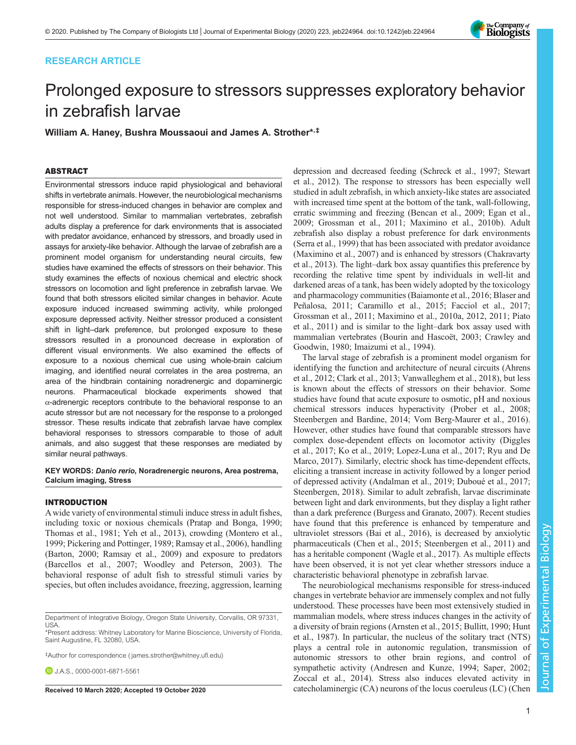RESEARCH ARTICLE

# Prolonged exposure to stressors suppresses exploratory behavior in zebrafish larvae

**William A. Haney, Bushra Moussaoui and James A. Strother*,‡**

## ABSTRACT

Environmental stressors induce rapid physiological and behavioral shifts in vertebrate animals. However, the neurobiological mechanisms responsible for stress-induced changes in behavior are complex and not well understood. Similar to mammalian vertebrates, zebrafish adults display a preference for dark environments that is associated with predator avoidance, enhanced by stressors, and broadly used in assays for anxiety-like behavior. Although the larvae of zebrafish are a prominent model organism for understanding neural circuits, few studies have examined the effects of stressors on their behavior. This study examines the effects of noxious chemical and electric shock stressors on locomotion and light preference in zebrafish larvae. We found that both stressors elicited similar changes in behavior. Acute exposure induced increased swimming activity, while prolonged exposure depressed activity. Neither stressor produced a consistent shift in light–dark preference, but prolonged exposure to these stressors resulted in a pronounced decrease in exploration of different visual environments. We also examined the effects of exposure to a noxious chemical cue using whole-brain calcium imaging, and identified neural correlates in the area postrema, an area of the hindbrain containing noradrenergic and dopaminergic neurons. Pharmaceutical blockade experiments showed that α-adrenergic receptors contribute to the behavioral response to an acute stressor but are not necessary for the response to a prolonged stressor. These results indicate that zebrafish larvae have complex behavioral responses to stressors comparable to those of adult animals, and also suggest that these responses are mediated by similar neural pathways.

**KEY WORDS:** *Danio rerio*, Noradrenergic neurons, Area postrema, Calcium imaging, Stress

## INTRODUCTION

A wide variety of environmental stimuli induce stress in adult fishes, including toxic or noxious chemicals (Pratap and Bonga, 1990; Thomas et al., 1981; Yeh et al., 2013), crowding (Montero et al., 1999; Pickering and Pottinger, 1989; Ramsay et al., 2006), handling (Barton, 2000; Ramsay et al., 2009) and exposure to predators (Barcellos et al., 2007; Woodley and Peterson, 2003). The behavioral response of adult fish to stressful stimuli varies by species, but often includes avoidance, freezing, aggression, learning depression and decreased feeding (Schreck et al., 1997; Stewart et al., 2012). The response to stressors has been especially well studied in adult zebrafish, in which anxiety-like states are associated with increased time spent at the bottom of the tank, wall-following, erratic swimming and freezing (Bencan et al., 2009; Egan et al., 2009; Grossman et al., 2011; Maximino et al., 2010b). Adult zebrafish also display a robust preference for dark environments (Serra et al., 1999) that has been associated with predator avoidance (Maximino et al., 2007) and is enhanced by stressors (Chakravarty et al., 2013). The light–dark box assay quantifies this preference by recording the relative time spent by individuals in well-lit and darkened areas of a tank, has been widely adopted by the toxicology and pharmacology communities (Baiamonte et al., 2016; Blaser and Peñalosa, 2011; Caramillo et al., 2015; Facciol et al., 2017; Grossman et al., 2011; Maximino et al., 2010a, 2012, 2011; Piato et al., 2011) and is similar to the light–dark box assay used with mammalian vertebrates (Bourin and Hascoët, 2003; Crawley and Goodwin, 1980; Imaizumi et al., 1994).

The larval stage of zebrafish is a prominent model organism for identifying the function and architecture of neural circuits (Ahrens et al., 2012; Clark et al., 2013; Vanwalleghem et al., 2018), but less is known about the effects of stressors on their behavior. Some studies have found that acute exposure to osmotic, pH and noxious chemical stressors induces hyperactivity (Prober et al., 2008; Steenbergen and Bardine, 2014; Vom Berg-Maurer et al., 2016). However, other studies have found that comparable stressors have complex dose-dependent effects on locomotor activity (Diggles et al., 2017; Ko et al., 2019; Lopez-Luna et al., 2017; Ryu and De Marco, 2017). Similarly, electric shock has time-dependent effects, eliciting a transient increase in activity followed by a longer period of depressed activity (Andalman et al., 2019; Duboué et al., 2017; Steenbergen, 2018). Similar to adult zebrafish, larvae discriminate between light and dark environments, but they display a light rather than a dark preference (Burgess and Granato, 2007). Recent studies have found that this preference is enhanced by temperature and ultraviolet stressors (Bai et al., 2016), is decreased by anxiolytic pharmaceuticals (Chen et al., 2015; Steenbergen et al., 2011) and has a heritable component (Wagle et al., 2017). As multiple effects have been observed, it is not yet clear whether stressors induce a characteristic behavioral phenotype in zebrafish larvae.

The neurobiological mechanisms responsible for stress-induced changes in vertebrate behavior are immensely complex and not fully understood. These processes have been most extensively studied in mammalian models, where stress induces changes in the activity of a diversity of brain regions (Arnsten et al., 2015; Bullitt, 1990; Hunt et al., 1987). In particular, the nucleus of the solitary tract (NTS) plays a central role in autonomic regulation, transmission of autonomic stressors to other brain regions, and control of sympathetic activity (Andresen and Kunze, 1994; Saper, 2002; Zoccal et al., 2014). Stress also induces elevated activity in catecholaminergic (CA) neurons of the locus coeruleus (LC) (Chen

Department of Integrative Biology, Oregon State University, Corvallis, OR 97331, USA.
*Present address: Whitney Laboratory for Marine Bioscience, University of Florida, Saint Augustine, FL 32080, USA.

‡Author for correspondence (james.strother@whitney.ufl.edu)

J.A.S., 0000-0001-6871-5561

**Received 10 March 2020; Accepted 19 October 2020**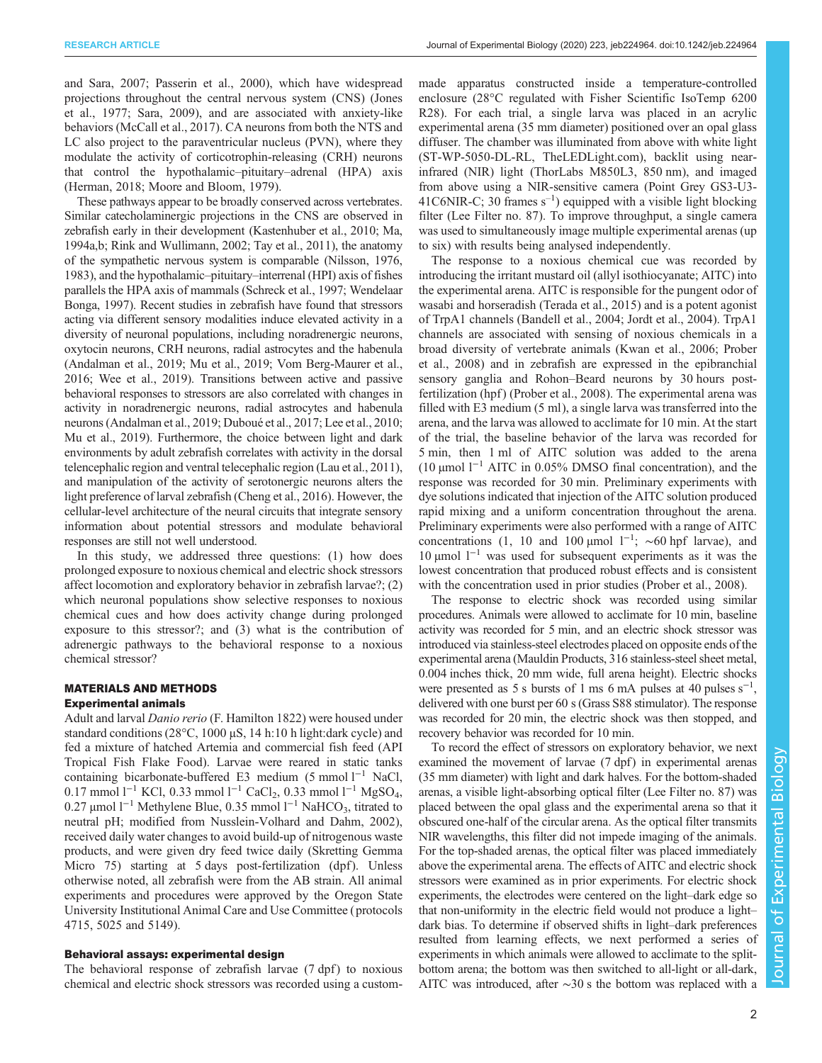and Sara, 2007; Passerin et al., 2000), which have widespread projections throughout the central nervous system (CNS) (Jones et al., 1977; Sara, 2009), and are associated with anxiety-like behaviors (McCall et al., 2017). CA neurons from both the NTS and LC also project to the paraventricular nucleus (PVN), where they modulate the activity of corticotrophin-releasing (CRH) neurons that control the hypothalamic–pituitary–adrenal (HPA) axis (Herman, 2018; Moore and Bloom, 1979).

These pathways appear to be broadly conserved across vertebrates. Similar catecholaminergic projections in the CNS are observed in zebrafish early in their development (Kastenhuber et al., 2010; Ma, 1994a,b; Rink and Wullimann, 2002; Tay et al., 2011), the anatomy of the sympathetic nervous system is comparable (Nilsson, 1976, 1983), and the hypothalamic–pituitary–interrenal (HPI) axis of fishes parallels the HPA axis of mammals (Schreck et al., 1997; Wendelaar Bonga, 1997). Recent studies in zebrafish have found that stressors acting via different sensory modalities induce elevated activity in a diversity of neuronal populations, including noradrenergic neurons, oxytocin neurons, CRH neurons, radial astrocytes and the habenula (Andalman et al., 2019; Mu et al., 2019; Vom Berg-Maurer et al., 2016; Wee et al., 2019). Transitions between active and passive behavioral responses to stressors are also correlated with changes in activity in noradrenergic neurons, radial astrocytes and habenula neurons (Andalman et al., 2019; Duboué et al., 2017; Lee et al., 2010; Mu et al., 2019). Furthermore, the choice between light and dark environments by adult zebrafish correlates with activity in the dorsal telencephalic region and ventral telecephalic region (Lau et al., 2011), and manipulation of the activity of serotonergic neurons alters the light preference of larval zebrafish (Cheng et al., 2016). However, the cellular-level architecture of the neural circuits that integrate sensory information about potential stressors and modulate behavioral responses are still not well understood.

In this study, we addressed three questions: (1) how does prolonged exposure to noxious chemical and electric shock stressors affect locomotion and exploratory behavior in zebrafish larvae?; (2) which neuronal populations show selective responses to noxious chemical cues and how does activity change during prolonged exposure to this stressor?; and (3) what is the contribution of adrenergic pathways to the behavioral response to a noxious chemical stressor?

## MATERIALS AND METHODS

### Experimental animals

Adult and larval *Danio rerio* (F. Hamilton 1822) were housed under standard conditions (28°C, 1000 µS, 14 h:10 h light:dark cycle) and fed a mixture of hatched Artemia and commercial fish feed (API Tropical Fish Flake Food). Larvae were reared in static tanks containing bicarbonate-buffered E3 medium (5 mmol $l^{-1}$ NaCl, 0.17 mmol $l^{-1}$ KCl, 0.33 mmol $l^{-1}$ $CaCl_2$, 0.33 mmol $l^{-1}$ $MgSO_4$, 0.27 µmol $l^{-1}$ Methylene Blue, 0.35 mmol $l^{-1}$ $NaHCO_3$, titrated to neutral pH; modified from Nusslein-Volhard and Dahm, 2002), received daily water changes to avoid build-up of nitrogenous waste products, and were given dry feed twice daily (Skretting Gemma Micro 75) starting at 5 days post-fertilization (dpf). Unless otherwise noted, all zebrafish were from the AB strain. All animal experiments and procedures were approved by the Oregon State University Institutional Animal Care and Use Committee (protocols 4715, 5025 and 5149).

### Behavioral assays: experimental design

The behavioral response of zebrafish larvae (7 dpf) to noxious chemical and electric shock stressors was recorded using a custom-made apparatus constructed inside a temperature-controlled enclosure (28°C regulated with Fisher Scientific IsoTemp 6200 R28). For each trial, a single larva was placed in an acrylic experimental arena (35 mm diameter) positioned over an opal glass diffuser. The chamber was illuminated from above with white light (ST-WP-5050-DL-RL, TheLEDLight.com), backlit using near-infrared (NIR) light (ThorLabs M850L3, 850 nm), and imaged from above using a NIR-sensitive camera (Point Grey GS3-U3-41C6NIR-C; 30 frames $s^{-1}$) equipped with a visible light blocking filter (Lee Filter no. 87). To improve throughput, a single camera was used to simultaneously image multiple experimental arenas (up to six) with results being analysed independently.

The response to a noxious chemical cue was recorded by introducing the irritant mustard oil (allyl isothiocyanate; AITC) into the experimental arena. AITC is responsible for the pungent odor of wasabi and horseradish (Terada et al., 2015) and is a potent agonist of TrpA1 channels (Bandell et al., 2004; Jordt et al., 2004). TrpA1 channels are associated with sensing of noxious chemicals in a broad diversity of vertebrate animals (Kwan et al., 2006; Prober et al., 2008) and in zebrafish are expressed in the epibranchial sensory ganglia and Rohon–Beard neurons by 30 hours post-fertilization (hpf) (Prober et al., 2008). The experimental arena was filled with E3 medium (5 ml), a single larva was transferred into the arena, and the larva was allowed to acclimate for 10 min. At the start of the trial, the baseline behavior of the larva was recorded for 5 min, then 1 ml of AITC solution was added to the arena (10 µmol $l^{-1}$ AITC in 0.05% DMSO final concentration), and the response was recorded for 30 min. Preliminary experiments with dye solutions indicated that injection of the AITC solution produced rapid mixing and a uniform concentration throughout the arena. Preliminary experiments were also performed with a range of AITC concentrations (1, 10 and 100 µmol $l^{-1}$; ∼60 hpf larvae), and 10 µmol $l^{-1}$ was used for subsequent experiments as it was the lowest concentration that produced robust effects and is consistent with the concentration used in prior studies (Prober et al., 2008).

The response to electric shock was recorded using similar procedures. Animals were allowed to acclimate for 10 min, baseline activity was recorded for 5 min, and an electric shock stressor was introduced via stainless-steel electrodes placed on opposite ends of the experimental arena (Mauldin Products, 316 stainless-steel sheet metal, 0.004 inches thick, 20 mm wide, full arena height). Electric shocks were presented as 5 s bursts of 1 ms 6 mA pulses at 40 pulses $s^{-1}$, delivered with one burst per 60 s (Grass S88 stimulator). The response was recorded for 20 min, the electric shock was then stopped, and recovery behavior was recorded for 10 min.

To record the effect of stressors on exploratory behavior, we next examined the movement of larvae (7 dpf) in experimental arenas (35 mm diameter) with light and dark halves. For the bottom-shaded arenas, a visible light-absorbing optical filter (Lee Filter no. 87) was placed between the opal glass and the experimental arena so that it obscured one-half of the circular arena. As the optical filter transmits NIR wavelengths, this filter did not impede imaging of the animals. For the top-shaded arenas, the optical filter was placed immediately above the experimental arena. The effects of AITC and electric shock stressors were examined as in prior experiments. For electric shock experiments, the electrodes were centered on the light–dark edge so that non-uniformity in the electric field would not produce a light–dark bias. To determine if observed shifts in light–dark preferences resulted from learning effects, we next performed a series of experiments in which animals were allowed to acclimate to the split-bottom arena; the bottom was then switched to all-light or all-dark, AITC was introduced, after ∼30 s the bottom was replaced with a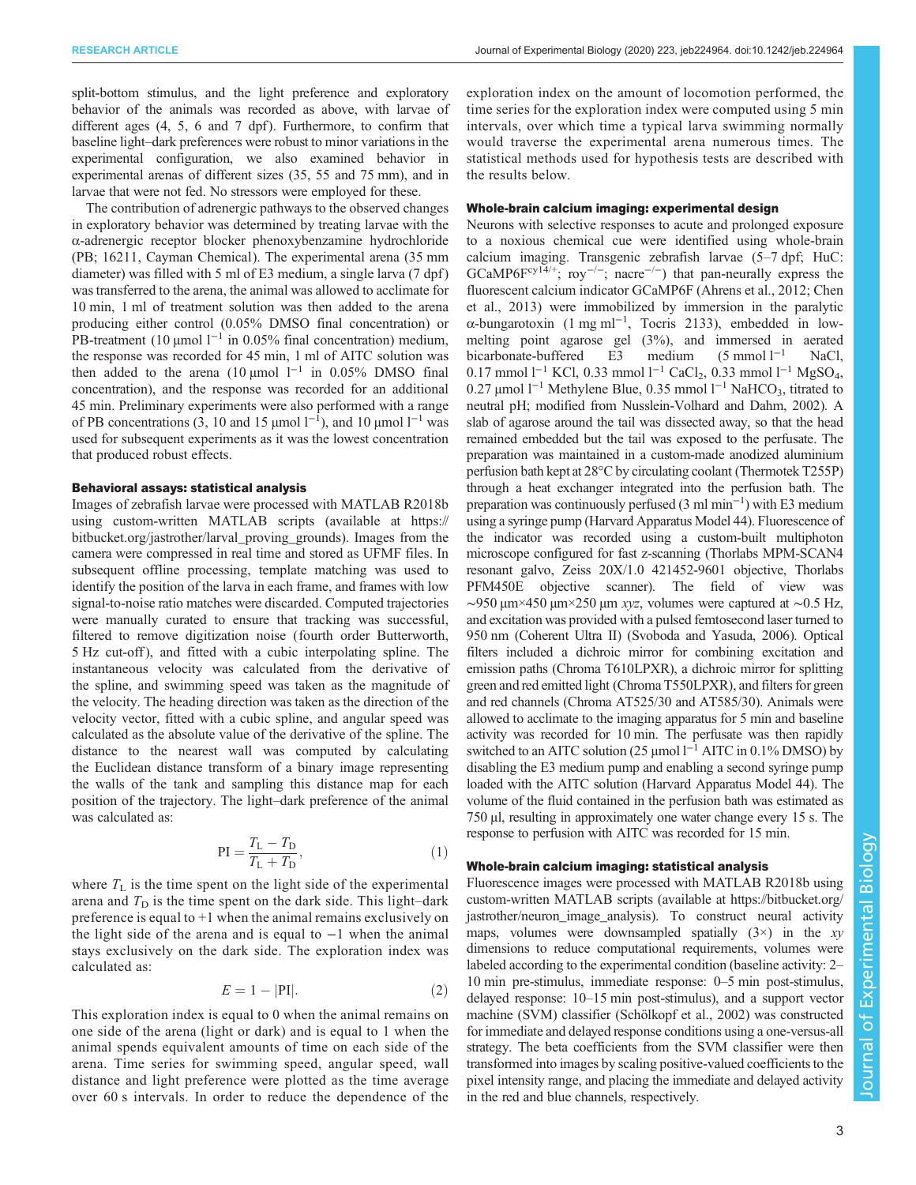split-bottom stimulus, and the light preference and exploratory behavior of the animals was recorded as above, with larvae of different ages (4, 5, 6 and 7 dpf). Furthermore, to confirm that baseline light–dark preferences were robust to minor variations in the experimental configuration, we also examined behavior in experimental arenas of different sizes (35, 55 and 75 mm), and in larvae that were not fed. No stressors were employed for these.

The contribution of adrenergic pathways to the observed changes in exploratory behavior was determined by treating larvae with the α-adrenergic receptor blocker phenoxybenzamine hydrochloride (PB; 16211, Cayman Chemical). The experimental arena (35 mm diameter) was filled with 5 ml of E3 medium, a single larva (7 dpf) was transferred to the arena, the animal was allowed to acclimate for 10 min, 1 ml of treatment solution was then added to the arena producing either control (0.05% DMSO final concentration) or PB-treatment (10 μmol $l^{-1}$ in 0.05% final concentration) medium, the response was recorded for 45 min, 1 ml of AITC solution was then added to the arena (10 μmol $l^{-1}$ in 0.05% DMSO final concentration), and the response was recorded for an additional 45 min. Preliminary experiments were also performed with a range of PB concentrations (3, 10 and 15 μmol $l^{-1}$), and 10 μmol $l^{-1}$ was used for subsequent experiments as it was the lowest concentration that produced robust effects.

### Behavioral assays: statistical analysis

Images of zebrafish larvae were processed with MATLAB R2018b using custom-written MATLAB scripts (available at https://bitbucket.org/jastrother/larval_proving_grounds). Images from the camera were compressed in real time and stored as UFMF files. In subsequent offline processing, template matching was used to identify the position of the larva in each frame, and frames with low signal-to-noise ratio matches were discarded. Computed trajectories were manually curated to ensure that tracking was successful, filtered to remove digitization noise (fourth order Butterworth, 5 Hz cut-off), and fitted with a cubic interpolating spline. The instantaneous velocity was calculated from the derivative of the spline, and swimming speed was taken as the magnitude of the velocity. The heading direction was taken as the direction of the velocity vector, fitted with a cubic spline, and angular speed was calculated as the absolute value of the derivative of the spline. The distance to the nearest wall was computed by calculating the Euclidean distance transform of a binary image representing the walls of the tank and sampling this distance map for each position of the trajectory. The light–dark preference of the animal was calculated as:

$$\mathrm{PI} = \frac{T_\mathrm{L} - T_\mathrm{D}}{T_\mathrm{L} + T_\mathrm{D}}, \tag{1}$$

where $T_\mathrm{L}$ is the time spent on the light side of the experimental arena and $T_\mathrm{D}$ is the time spent on the dark side. This light–dark preference is equal to +1 when the animal remains exclusively on the light side of the arena and is equal to −1 when the animal stays exclusively on the dark side. The exploration index was calculated as:

$$E = 1 - |\mathrm{PI}|. \tag{2}$$

This exploration index is equal to 0 when the animal remains on one side of the arena (light or dark) and is equal to 1 when the animal spends equivalent amounts of time on each side of the arena. Time series for swimming speed, angular speed, wall distance and light preference were plotted as the time average over 60 s intervals. In order to reduce the dependence of the exploration index on the amount of locomotion performed, the time series for the exploration index were computed using 5 min intervals, over which time a typical larva swimming normally would traverse the experimental arena numerous times. The statistical methods used for hypothesis tests are described with the results below.

### Whole-brain calcium imaging: experimental design

Neurons with selective responses to acute and prolonged exposure to a noxious chemical cue were identified using whole-brain calcium imaging. Transgenic zebrafish larvae (5–7 dpf; HuC: GCaMP6F$^{cy14/+}$; roy$^{-/-}$; nacre$^{-/-}$) that pan-neurally express the fluorescent calcium indicator GCaMP6F (Ahrens et al., 2012; Chen et al., 2013) were immobilized by immersion in the paralytic α-bungarotoxin (1 mg $ml^{-1}$, Tocris 2133), embedded in low-melting point agarose gel (3%), and immersed in aerated bicarbonate-buffered E3 medium (5 mmol $l^{-1}$ NaCl, 0.17 mmol $l^{-1}$ KCl, 0.33 mmol $l^{-1}$ $CaCl_2$, 0.33 mmol $l^{-1}$ $MgSO_4$, 0.27 μmol $l^{-1}$ Methylene Blue, 0.35 mmol $l^{-1}$ $NaHCO_3$, titrated to neutral pH; modified from Nusslein-Volhard and Dahm, 2002). A slab of agarose around the tail was dissected away, so that the head remained embedded but the tail was exposed to the perfusate. The preparation was maintained in a custom-made anodized aluminium perfusion bath kept at 28°C by circulating coolant (Thermotek T255P) through a heat exchanger integrated into the perfusion bath. The preparation was continuously perfused (3 ml $min^{-1}$) with E3 medium using a syringe pump (Harvard Apparatus Model 44). Fluorescence of the indicator was recorded using a custom-built multiphoton microscope configured for fast z-scanning (Thorlabs MPM-SCAN4 resonant galvo, Zeiss 20X/1.0 421452-9601 objective, Thorlabs PFM450E objective scanner). The field of view was ∼950 μm×450 μm×250 μm *xyz*, volumes were captured at ∼0.5 Hz, and excitation was provided with a pulsed femtosecond laser turned to 950 nm (Coherent Ultra II) (Svoboda and Yasuda, 2006). Optical filters included a dichroic mirror for combining excitation and emission paths (Chroma T610LPXR), a dichroic mirror for splitting green and red emitted light (Chroma T550LPXR), and filters for green and red channels (Chroma AT525/30 and AT585/30). Animals were allowed to acclimate to the imaging apparatus for 5 min and baseline activity was recorded for 10 min. The perfusate was then rapidly switched to an AITC solution (25 μmol $l^{-1}$ AITC in 0.1% DMSO) by disabling the E3 medium pump and enabling a second syringe pump loaded with the AITC solution (Harvard Apparatus Model 44). The volume of the fluid contained in the perfusion bath was estimated as 750 μl, resulting in approximately one water change every 15 s. The response to perfusion with AITC was recorded for 15 min.

### Whole-brain calcium imaging: statistical analysis

Fluorescence images were processed with MATLAB R2018b using custom-written MATLAB scripts (available at https://bitbucket.org/jastrother/neuron_image_analysis). To construct neural activity maps, volumes were downsampled spatially (3×) in the *xy* dimensions to reduce computational requirements, volumes were labeled according to the experimental condition (baseline activity: 2–10 min pre-stimulus, immediate response: 0–5 min post-stimulus, delayed response: 10–15 min post-stimulus), and a support vector machine (SVM) classifier (Schölkopf et al., 2002) was constructed for immediate and delayed response conditions using a one-versus-all strategy. The beta coefficients from the SVM classifier were then transformed into images by scaling positive-valued coefficients to the pixel intensity range, and placing the immediate and delayed activity in the red and blue channels, respectively.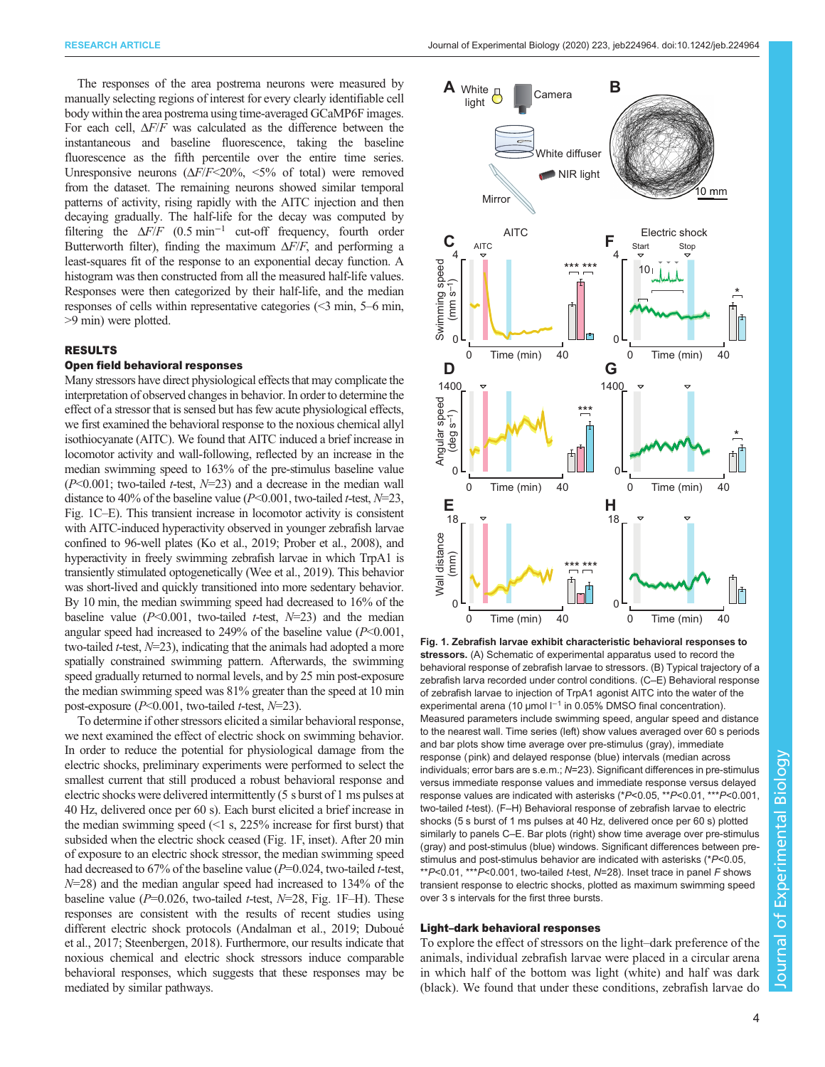The responses of the area postrema neurons were measured by manually selecting regions of interest for every clearly identifiable cell body within the area postrema using time-averaged GCaMP6F images. For each cell, $\Delta F/F$ was calculated as the difference between the instantaneous and baseline fluorescence, taking the baseline fluorescence as the fifth percentile over the entire time series. Unresponsive neurons ($\Delta F/F$<20%, <5% of total) were removed from the dataset. The remaining neurons showed similar temporal patterns of activity, rising rapidly with the AITC injection and then decaying gradually. The half-life for the decay was computed by filtering the $\Delta F/F$ (0.5 $\mathrm{min}^{-1}$ cut-off frequency, fourth order Butterworth filter), finding the maximum $\Delta F/F$, and performing a least-squares fit of the response to an exponential decay function. A histogram was then constructed from all the measured half-life values. Responses were then categorized by their half-life, and the median responses of cells within representative categories (<3 min, 5–6 min, >9 min) were plotted.

## RESULTS

### Open field behavioral responses

Many stressors have direct physiological effects that may complicate the interpretation of observed changes in behavior. In order to determine the effect of a stressor that is sensed but has few acute physiological effects, we first examined the behavioral response to the noxious chemical allyl isothiocyanate (AITC). We found that AITC induced a brief increase in locomotor activity and wall-following, reflected by an increase in the median swimming speed to 163% of the pre-stimulus baseline value ($P$<0.001; two-tailed $t$-test, $N$=23) and a decrease in the median wall distance to 40% of the baseline value ($P$<0.001, two-tailed $t$-test, $N$=23, Fig. 1C–E). This transient increase in locomotor activity is consistent with AITC-induced hyperactivity observed in younger zebrafish larvae confined to 96-well plates (Ko et al., 2019; Prober et al., 2008), and hyperactivity in freely swimming zebrafish larvae in which TrpA1 is transiently stimulated optogenetically (Wee et al., 2019). This behavior was short-lived and quickly transitioned into more sedentary behavior. By 10 min, the median swimming speed had decreased to 16% of the baseline value ($P$<0.001, two-tailed $t$-test, $N$=23) and the median angular speed had increased to 249% of the baseline value ($P$<0.001, two-tailed $t$-test, $N$=23), indicating that the animals had adopted a more spatially constrained swimming pattern. Afterwards, the swimming speed gradually returned to normal levels, and by 25 min post-exposure the median swimming speed was 81% greater than the speed at 10 min post-exposure ($P$<0.001, two-tailed $t$-test, $N$=23).

To determine if other stressors elicited a similar behavioral response, we next examined the effect of electric shock on swimming behavior. In order to reduce the potential for physiological damage from the electric shocks, preliminary experiments were performed to select the smallest current that still produced a robust behavioral response and electric shocks were delivered intermittently (5 s burst of 1 ms pulses at 40 Hz, delivered once per 60 s). Each burst elicited a brief increase in the median swimming speed (<1 s, 225% increase for first burst) that subsided when the electric shock ceased (Fig. 1F, inset). After 20 min of exposure to an electric shock stressor, the median swimming speed had decreased to 67% of the baseline value ($P$=0.024, two-tailed $t$-test, $N$=28) and the median angular speed had increased to 134% of the baseline value ($P$=0.026, two-tailed $t$-test, $N$=28, Fig. 1F–H). These responses are consistent with the results of recent studies using different electric shock protocols (Andalman et al., 2019; Duboué et al., 2017; Steenbergen, 2018). Furthermore, our results indicate that noxious chemical and electric shock stressors induce comparable behavioral responses, which suggests that these responses may be mediated by similar pathways.

**Fig. 1. Zebrafish larvae exhibit characteristic behavioral responses to stressors.** (A) Schematic of experimental apparatus used to record the behavioral response of zebrafish larvae to stressors. (B) Typical trajectory of a zebrafish larva recorded under control conditions. (C–E) Behavioral response of zebrafish larvae to injection of TrpA1 agonist AITC into the water of the experimental arena (10 µmol $\mathrm{l}^{-1}$ in 0.05% DMSO final concentration). Measured parameters include swimming speed, angular speed and distance to the nearest wall. Time series (left) show values averaged over 60 s periods and bar plots show time average over pre-stimulus (gray), immediate response (pink) and delayed response (blue) intervals (median across individuals; error bars are s.e.m.; $N$=23). Significant differences in pre-stimulus versus immediate response values and immediate response versus delayed response values are indicated with asterisks (\*$P$<0.05, \*\*$P$<0.01, \*\*\*$P$<0.001, two-tailed $t$-test). (F–H) Behavioral response of zebrafish larvae to electric shocks (5 s burst of 1 ms pulses at 40 Hz, delivered once per 60 s) plotted similarly to panels C–E. Bar plots (right) show time average over pre-stimulus (gray) and post-stimulus (blue) windows. Significant differences between pre-stimulus and post-stimulus behavior are indicated with asterisks (\*$P$<0.05, \*\*$P$<0.01, \*\*\*$P$<0.001, two-tailed $t$-test, $N$=28). Inset trace in panel F shows transient response to electric shocks, plotted as maximum swimming speed over 3 s intervals for the first three bursts.

### Light–dark behavioral responses

To explore the effect of stressors on the light–dark preference of the animals, individual zebrafish larvae were placed in a circular arena in which half of the bottom was light (white) and half was dark (black). We found that under these conditions, zebrafish larvae do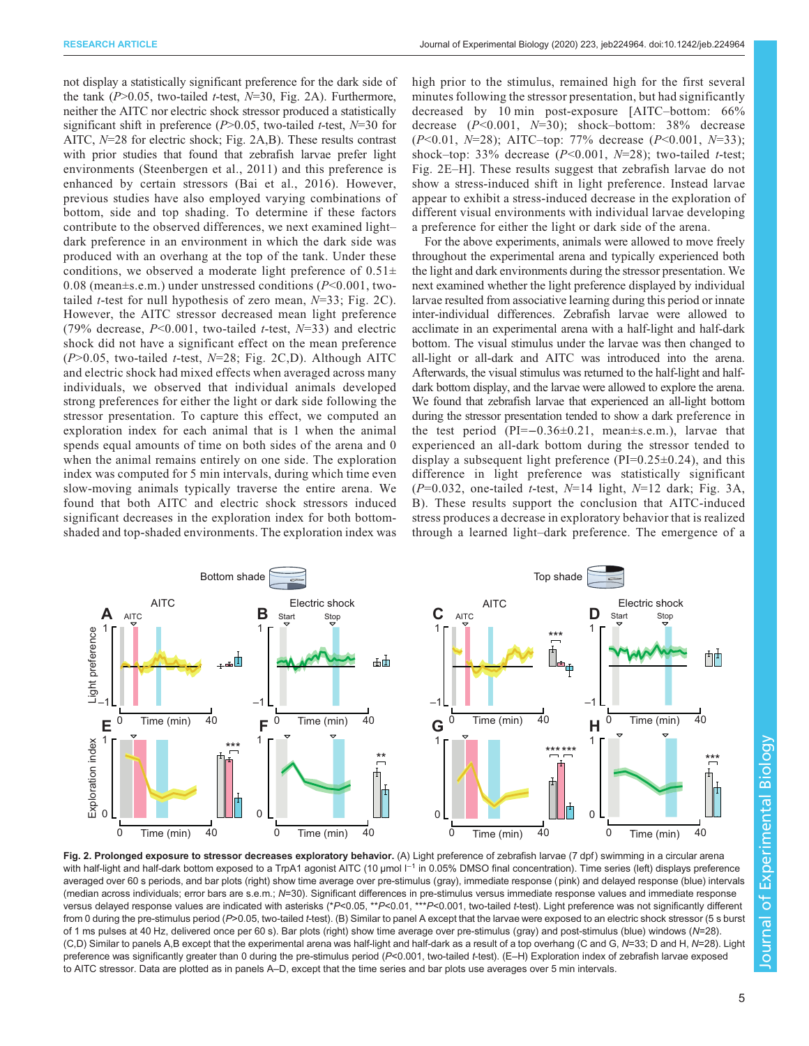not display a statistically significant preference for the dark side of the tank ($P$>0.05, two-tailed $t$-test, $N$=30, Fig. 2A). Furthermore, neither the AITC nor electric shock stressor produced a statistically significant shift in preference ($P$>0.05, two-tailed $t$-test, $N$=30 for AITC, $N$=28 for electric shock; Fig. 2A,B). These results contrast with prior studies that found that zebrafish larvae prefer light environments (Steenbergen et al., 2011) and this preference is enhanced by certain stressors (Bai et al., 2016). However, previous studies have also employed varying combinations of bottom, side and top shading. To determine if these factors contribute to the observed differences, we next examined light–dark preference in an environment in which the dark side was produced with an overhang at the top of the tank. Under these conditions, we observed a moderate light preference of 0.51±0.08 (mean±s.e.m.) under unstressed conditions ($P$<0.001, two-tailed $t$-test for null hypothesis of zero mean, $N$=33; Fig. 2C). However, the AITC stressor decreased mean light preference (79% decrease, $P$<0.001, two-tailed $t$-test, $N$=33) and electric shock did not have a significant effect on the mean preference ($P$>0.05, two-tailed $t$-test, $N$=28; Fig. 2C,D). Although AITC and electric shock had mixed effects when averaged across many individuals, we observed that individual animals developed strong preferences for either the light or dark side following the stressor presentation. To capture this effect, we computed an exploration index for each animal that is 1 when the animal spends equal amounts of time on both sides of the arena and 0 when the animal remains entirely on one side. The exploration index was computed for 5 min intervals, during which time even slow-moving animals typically traverse the entire arena. We found that both AITC and electric shock stressors induced significant decreases in the exploration index for both bottom-shaded and top-shaded environments. The exploration index was high prior to the stimulus, remained high for the first several minutes following the stressor presentation, but had significantly decreased by 10 min post-exposure [AITC–bottom: 66% decrease ($P$<0.001, $N$=30); shock–bottom: 38% decrease ($P$<0.01, $N$=28); AITC–top: 77% decrease ($P$<0.001, $N$=33); shock–top: 33% decrease ($P$<0.001, $N$=28); two-tailed $t$-test; Fig. 2E–H]. These results suggest that zebrafish larvae do not show a stress-induced shift in light preference. Instead larvae appear to exhibit a stress-induced decrease in the exploration of different visual environments with individual larvae developing a preference for either the light or dark side of the arena.

For the above experiments, animals were allowed to move freely throughout the experimental arena and typically experienced both the light and dark environments during the stressor presentation. We next examined whether the light preference displayed by individual larvae resulted from associative learning during this period or innate inter-individual differences. Zebrafish larvae were allowed to acclimate in an experimental arena with a half-light and half-dark bottom. The visual stimulus under the larvae was then changed to all-light or all-dark and AITC was introduced into the arena. Afterwards, the visual stimulus was returned to the half-light and half-dark bottom display, and the larvae were allowed to explore the arena. We found that zebrafish larvae that experienced an all-light bottom during the stressor presentation tended to show a dark preference in the test period (PI=−0.36±0.21, mean±s.e.m.), larvae that experienced an all-dark bottom during the stressor tended to display a subsequent light preference (PI=0.25±0.24), and this difference in light preference was statistically significant ($P$=0.032, one-tailed $t$-test, $N$=14 light, $N$=12 dark; Fig. 3A, B). These results support the conclusion that AITC-induced stress produces a decrease in exploratory behavior that is realized through a learned light–dark preference. The emergence of a

**Fig. 2. Prolonged exposure to stressor decreases exploratory behavior.** (A) Light preference of zebrafish larvae (7 dpf) swimming in a circular arena with half-light and half-dark bottom exposed to a TrpA1 agonist AITC (10 µmol l$^{-1}$ in 0.05% DMSO final concentration). Time series (left) displays preference averaged over 60 s periods, and bar plots (right) show time average over pre-stimulus (gray), immediate response (pink) and delayed response (blue) intervals (median across individuals; error bars are s.e.m.; $N$=30). Significant differences in pre-stimulus versus immediate response values and immediate response versus delayed response values are indicated with asterisks (*$P$<0.05, **$P$<0.01, ***$P$<0.001, two-tailed $t$-test). Light preference was not significantly different from 0 during the pre-stimulus period ($P$>0.05, two-tailed $t$-test). (B) Similar to panel A except that the larvae were exposed to an electric shock stressor (5 s burst of 1 ms pulses at 40 Hz, delivered once per 60 s). Bar plots (right) show time average over pre-stimulus (gray) and post-stimulus (blue) windows ($N$=28). (C,D) Similar to panels A,B except that the experimental arena was half-light and half-dark as a result of a top overhang (C and G, $N$=33; D and H, $N$=28). Light preference was significantly greater than 0 during the pre-stimulus period ($P$<0.001, two-tailed $t$-test). (E–H) Exploration index of zebrafish larvae exposed to AITC stressor. Data are plotted as in panels A–D, except that the time series and bar plots use averages over 5 min intervals.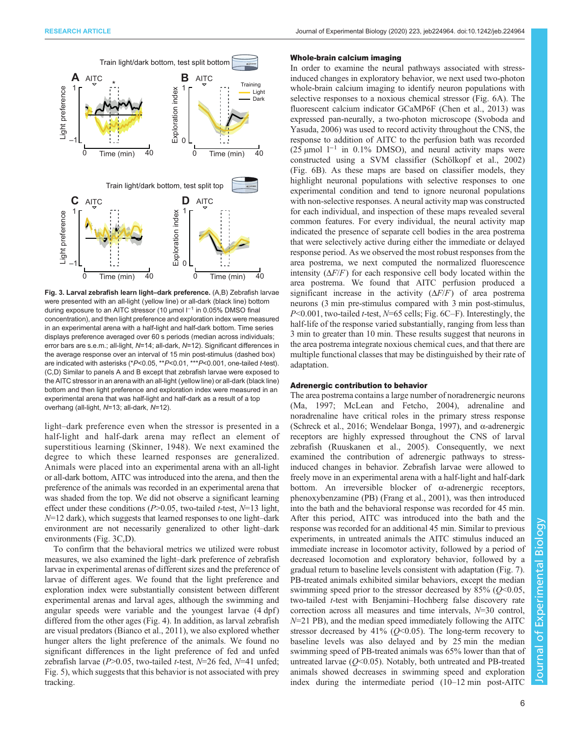**Fig. 3. Larval zebrafish learn light–dark preference.** (A,B) Zebrafish larvae were presented with an all-light (yellow line) or all-dark (black line) bottom during exposure to an AITC stressor (10 μmol $l^{-1}$ in 0.05% DMSO final concentration), and then light preference and exploration index were measured in an experimental arena with a half-light and half-dark bottom. Time series displays preference averaged over 60 s periods (median across individuals; error bars are s.e.m.; all-light, *N*=14; all-dark, *N*=12). Significant differences in the average response over an interval of 15 min post-stimulus (dashed box) are indicated with asterisks (\**P*<0.05, \*\**P*<0.01, \*\*\**P*<0.001, one-tailed *t*-test). (C,D) Similar to panels A and B except that zebrafish larvae were exposed to the AITC stressor in an arena with an all-light (yellow line) or all-dark (black line) bottom and then light preference and exploration index were measured in an experimental arena that was half-light and half-dark as a result of a top overhang (all-light, *N*=13; all-dark, *N*=12).

light–dark preference even when the stressor is presented in a half-light and half-dark arena may reflect an element of superstitious learning (Skinner, 1948). We next examined the degree to which these learned responses are generalized. Animals were placed into an experimental arena with an all-light or all-dark bottom, AITC was introduced into the arena, and then the preference of the animals was recorded in an experimental arena that was split shaded from the top. We did not observe a significant learning effect under these conditions (*P*>0.05, two-tailed *t*-test, *N*=13 light, *N*=12 dark), which suggests that learned responses to one light–dark environment are not necessarily generalized to other light–dark environments (Fig. 3C,D).

To confirm that the behavioral metrics we utilized were robust measures, we also examined the light–dark preference of zebrafish larvae in experimental arenas of different sizes and the preference of larvae of different ages. We found that the light preference and exploration index were substantially consistent between different experimental arenas and larval ages, although the swimming and angular speeds were variable and the youngest larvae (4 dpf) differed from the other ages (Fig. 4). In addition, as larval zebrafish are visual predators (Bianco et al., 2011), we also explored whether hunger alters the light preference of the animals. We found no significant differences in the light preference of fed and unfed zebrafish larvae (*P*>0.05, two-tailed *t*-test, *N*=26 fed, *N*=41 unfed; Fig. 5), which suggests that this behavior is not associated with prey tracking.

### Whole-brain calcium imaging

In order to examine the neural pathways associated with stress-induced changes in exploratory behavior, we next used two-photon whole-brain calcium imaging to identify neuron populations with selective responses to a noxious chemical stressor (Fig. 6A). The fluorescent calcium indicator GCaMP6F (Chen et al., 2013) was expressed pan-neurally, a two-photon microscope (Svoboda and Yasuda, 2006) was used to record activity throughout the CNS, the response to addition of AITC to the perfusion bath was recorded (25 μmol $l^{-1}$ in 0.1% DMSO), and neural activity maps were constructed using a SVM classifier (Schölkopf et al., 2002) (Fig. 6B). As these maps are based on classifier models, they highlight neuronal populations with selective responses to one experimental condition and tend to ignore neuronal populations with non-selective responses. A neural activity map was constructed for each individual, and inspection of these maps revealed several common features. For every individual, the neural activity map indicated the presence of separate cell bodies in the area postrema that were selectively active during either the immediate or delayed response period. As we observed the most robust responses from the area postrema, we next computed the normalized fluorescence intensity ($\Delta F/F$) for each responsive cell body located within the area postrema. We found that AITC perfusion produced a significant increase in the activity ($\Delta F/F$) of area postrema neurons (3 min pre-stimulus compared with 3 min post-stimulus, *P*<0.001, two-tailed *t*-test, *N*=65 cells; Fig. 6C–F). Interestingly, the half-life of the response varied substantially, ranging from less than 3 min to greater than 10 min. These results suggest that neurons in the area postrema integrate noxious chemical cues, and that there are multiple functional classes that may be distinguished by their rate of adaptation.

### Adrenergic contribution to behavior

The area postrema contains a large number of noradrenergic neurons (Ma, 1997; McLean and Fetcho, 2004), adrenaline and noradrenaline have critical roles in the primary stress response (Schreck et al., 2016; Wendelaar Bonga, 1997), and α-adrenergic receptors are highly expressed throughout the CNS of larval zebrafish (Ruuskanen et al., 2005). Consequently, we next examined the contribution of adrenergic pathways to stress-induced changes in behavior. Zebrafish larvae were allowed to freely move in an experimental arena with a half-light and half-dark bottom. An irreversible blocker of α-adrenergic receptors, phenoxybenzamine (PB) (Frang et al., 2001), was then introduced into the bath and the behavioral response was recorded for 45 min. After this period, AITC was introduced into the bath and the response was recorded for an additional 45 min. Similar to previous experiments, in untreated animals the AITC stimulus induced an immediate increase in locomotor activity, followed by a period of decreased locomotion and exploratory behavior, followed by a gradual return to baseline levels consistent with adaptation (Fig. 7). PB-treated animals exhibited similar behaviors, except the median swimming speed prior to the stressor decreased by 85% (*Q*<0.05, two-tailed *t*-test with Benjamini–Hochberg false discovery rate correction across all measures and time intervals, *N*=30 control, *N*=21 PB), and the median speed immediately following the AITC stressor decreased by 41% (*Q*<0.05). The long-term recovery to baseline levels was also delayed and by 25 min the median swimming speed of PB-treated animals was 65% lower than that of untreated larvae (*Q*<0.05). Notably, both untreated and PB-treated animals showed decreases in swimming speed and exploration index during the intermediate period (10–12 min post-AITC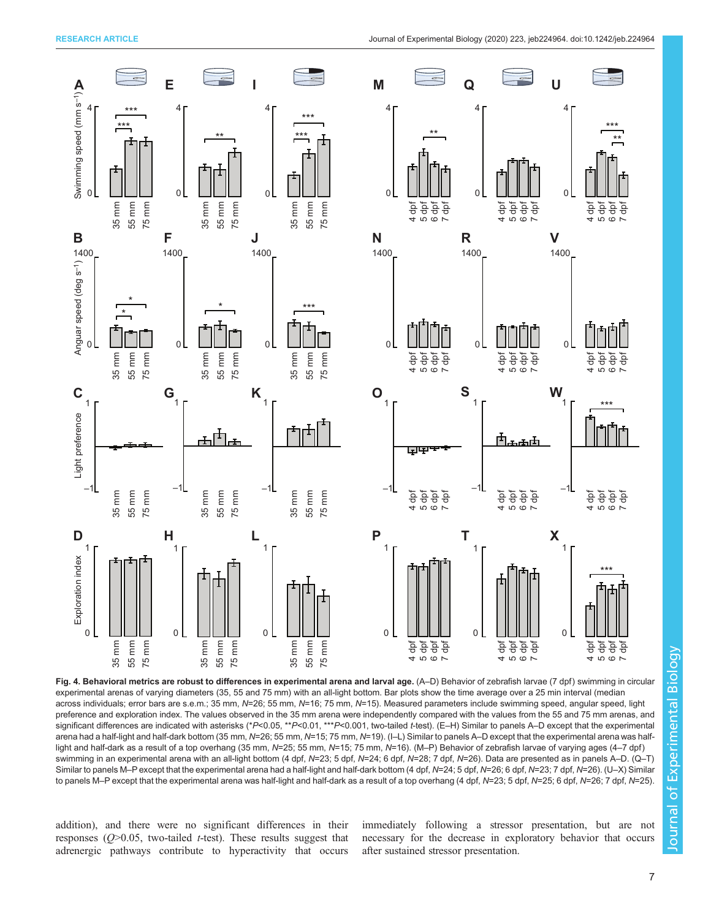**Fig. 4. Behavioral metrics are robust to differences in experimental arena and larval age.** (A–D) Behavior of zebrafish larvae (7 dpf) swimming in circular experimental arenas of varying diameters (35, 55 and 75 mm) with an all-light bottom. Bar plots show the time average over a 25 min interval (median across individuals; error bars are s.e.m.; 35 mm, *N*=26; 55 mm, *N*=16; 75 mm, *N*=15). Measured parameters include swimming speed, angular speed, light preference and exploration index. The values observed in the 35 mm arena were independently compared with the values from the 55 and 75 mm arenas, and significant differences are indicated with asterisks (\**P*<0.05, \*\**P*<0.01, \*\*\**P*<0.001, two-tailed *t*-test). (E–H) Similar to panels A–D except that the experimental arena had a half-light and half-dark bottom (35 mm, *N*=26; 55 mm, *N*=15; 75 mm, *N*=19). (I–L) Similar to panels A–D except that the experimental arena was half-light and half-dark as a result of a top overhang (35 mm, *N*=25; 55 mm, *N*=15; 75 mm, *N*=16). (M–P) Behavior of zebrafish larvae of varying ages (4–7 dpf) swimming in an experimental arena with an all-light bottom (4 dpf, *N*=23; 5 dpf, *N*=24; 6 dpf, *N*=28; 7 dpf, *N*=26). Data are presented as in panels A–D. (Q–T) Similar to panels M–P except that the experimental arena had a half-light and half-dark bottom (4 dpf, *N*=24; 5 dpf, *N*=26; 6 dpf, *N*=23; 7 dpf, *N*=26). (U–X) Similar to panels M–P except that the experimental arena was half-light and half-dark as a result of a top overhang (4 dpf, *N*=23; 5 dpf, *N*=25; 6 dpf, *N*=26; 7 dpf, *N*=25).

addition), and there were no significant differences in their responses ($Q$>0.05, two-tailed *t*-test). These results suggest that adrenergic pathways contribute to hyperactivity that occurs immediately following a stressor presentation, but are not necessary for the decrease in exploratory behavior that occurs after sustained stressor presentation.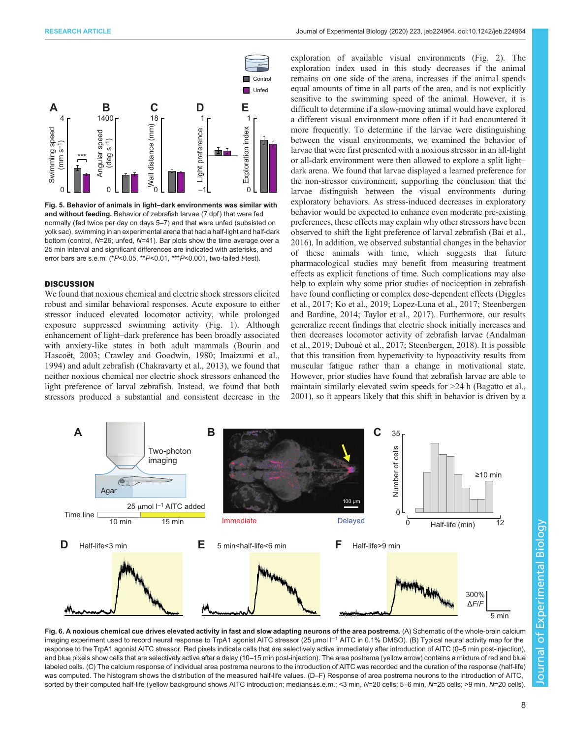**Fig. 5. Behavior of animals in light–dark environments was similar with and without feeding.** Behavior of zebrafish larvae (7 dpf) that were fed normally (fed twice per day on days 5–7) and that were unfed (subsisted on yolk sac), swimming in an experimental arena that had a half-light and half-dark bottom (control, $N$=26; unfed, $N$=41). Bar plots show the time average over a 25 min interval and significant differences are indicated with asterisks, and error bars are s.e.m. (*$P$<0.05, **$P$<0.01, ***$P$<0.001, two-tailed $t$-test).

## DISCUSSION

We found that noxious chemical and electric shock stressors elicited robust and similar behavioral responses. Acute exposure to either stressor induced elevated locomotor activity, while prolonged exposure suppressed swimming activity (Fig. 1). Although enhancement of light–dark preference has been broadly associated with anxiety-like states in both adult mammals (Bourin and Hascoët, 2003; Crawley and Goodwin, 1980; Imaizumi et al., 1994) and adult zebrafish (Chakravarty et al., 2013), we found that neither noxious chemical nor electric shock stressors enhanced the light preference of larval zebrafish. Instead, we found that both stressors produced a substantial and consistent decrease in the exploration of available visual environments (Fig. 2). The exploration index used in this study decreases if the animal remains on one side of the arena, increases if the animal spends equal amounts of time in all parts of the area, and is not explicitly sensitive to the swimming speed of the animal. However, it is difficult to determine if a slow-moving animal would have explored a different visual environment more often if it had encountered it more frequently. To determine if the larvae were distinguishing between the visual environments, we examined the behavior of larvae that were first presented with a noxious stressor in an all-light or all-dark environment were then allowed to explore a split light–dark arena. We found that larvae displayed a learned preference for the non-stressor environment, supporting the conclusion that the larvae distinguish between the visual environments during exploratory behaviors. As stress-induced decreases in exploratory behavior would be expected to enhance even moderate pre-existing preferences, these effects may explain why other stressors have been observed to shift the light preference of larval zebrafish (Bai et al., 2016). In addition, we observed substantial changes in the behavior of these animals with time, which suggests that future pharmacological studies may benefit from measuring treatment effects as explicit functions of time. Such complications may also help to explain why some prior studies of nociception in zebrafish have found conflicting or complex dose-dependent effects (Diggles et al., 2017; Ko et al., 2019; Lopez-Luna et al., 2017; Steenbergen and Bardine, 2014; Taylor et al., 2017). Furthermore, our results generalize recent findings that electric shock initially increases and then decreases locomotor activity of zebrafish larvae (Andalman et al., 2019; Duboué et al., 2017; Steenbergen, 2018). It is possible that this transition from hyperactivity to hypoactivity results from muscular fatigue rather than a change in motivational state. However, prior studies have found that zebrafish larvae are able to maintain similarly elevated swim speeds for >24 h (Bagatto et al., 2001), so it appears likely that this shift in behavior is driven by a

**Fig. 6. A noxious chemical cue drives elevated activity in fast and slow adapting neurons of the area postrema.** (A) Schematic of the whole-brain calcium imaging experiment used to record neural response to TrpA1 agonist AITC stressor (25 µmol l$^{-1}$ AITC in 0.1% DMSO). (B) Typical neural activity map for the response to the TrpA1 agonist AITC stressor. Red pixels indicate cells that are selectively active immediately after introduction of AITC (0–5 min post-injection), and blue pixels show cells that are selectively active after a delay (10–15 min post-injection). The area postrema (yellow arrow) contains a mixture of red and blue labeled cells. (C) The calcium response of individual area postrema neurons to the introduction of AITC was recorded and the duration of the response (half-life) was computed. The histogram shows the distribution of the measured half-life values. (D–F) Response of area postrema neurons to the introduction of AITC, sorted by their computed half-life (yellow background shows AITC introduction; medians±s.e.m.; <3 min, $N$=20 cells; 5–6 min, $N$=25 cells; >9 min, $N$=20 cells).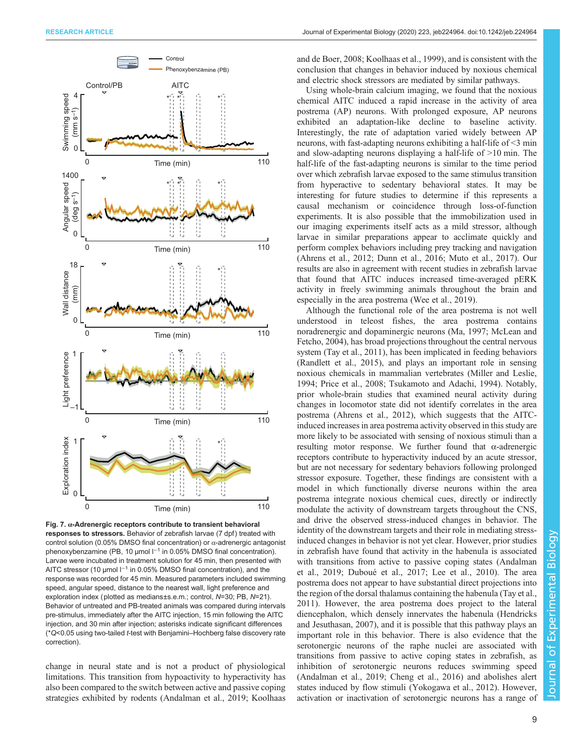**Fig. 7. α-Adrenergic receptors contribute to transient behavioral responses to stressors.** Behavior of zebrafish larvae (7 dpf) treated with control solution (0.05% DMSO final concentration) or α-adrenergic antagonist phenoxybenzamine (PB, 10 μmol $l^{-1}$ in 0.05% DMSO final concentration). Larvae were incubated in treatment solution for 45 min, then presented with AITC stressor (10 μmol $l^{-1}$ in 0.05% DMSO final concentration), and the response was recorded for 45 min. Measured parameters included swimming speed, angular speed, distance to the nearest wall, light preference and exploration index (plotted as medians±s.e.m.; control, *N*=30; PB, *N*=21). Behavior of untreated and PB-treated animals was compared during intervals pre-stimulus, immediately after the AITC injection, 15 min following the AITC injection, and 30 min after injection; asterisks indicate significant differences (*$Q$<0.05 using two-tailed *t*-test with Benjamini–Hochberg false discovery rate correction).

change in neural state and is not a product of physiological limitations. This transition from hypoactivity to hyperactivity has also been compared to the switch between active and passive coping strategies exhibited by rodents (Andalman et al., 2019; Koolhaas and de Boer, 2008; Koolhaas et al., 1999), and is consistent with the conclusion that changes in behavior induced by noxious chemical and electric shock stressors are mediated by similar pathways.

Using whole-brain calcium imaging, we found that the noxious chemical AITC induced a rapid increase in the activity of area postrema (AP) neurons. With prolonged exposure, AP neurons exhibited an adaptation-like decline to baseline activity. Interestingly, the rate of adaptation varied widely between AP neurons, with fast-adapting neurons exhibiting a half-life of <3 min and slow-adapting neurons displaying a half-life of >10 min. The half-life of the fast-adapting neurons is similar to the time period over which zebrafish larvae exposed to the same stimulus transition from hyperactive to sedentary behavioral states. It may be interesting for future studies to determine if this represents a causal mechanism or coincidence through loss-of-function experiments. It is also possible that the immobilization used in our imaging experiments itself acts as a mild stressor, although larvae in similar preparations appear to acclimate quickly and perform complex behaviors including prey tracking and navigation (Ahrens et al., 2012; Dunn et al., 2016; Muto et al., 2017). Our results are also in agreement with recent studies in zebrafish larvae that found that AITC induces increased time-averaged pERK activity in freely swimming animals throughout the brain and especially in the area postrema (Wee et al., 2019).

Although the functional role of the area postrema is not well understood in teleost fishes, the area postrema contains noradrenergic and dopaminergic neurons (Ma, 1997; McLean and Fetcho, 2004), has broad projections throughout the central nervous system (Tay et al., 2011), has been implicated in feeding behaviors (Randlett et al., 2015), and plays an important role in sensing noxious chemicals in mammalian vertebrates (Miller and Leslie, 1994; Price et al., 2008; Tsukamoto and Adachi, 1994). Notably, prior whole-brain studies that examined neural activity during changes in locomotor state did not identify correlates in the area postrema (Ahrens et al., 2012), which suggests that the AITC-induced increases in area postrema activity observed in this study are more likely to be associated with sensing of noxious stimuli than a resulting motor response. We further found that α-adrenergic receptors contribute to hyperactivity induced by an acute stressor, but are not necessary for sedentary behaviors following prolonged stressor exposure. Together, these findings are consistent with a model in which functionally diverse neurons within the area postrema integrate noxious chemical cues, directly or indirectly modulate the activity of downstream targets throughout the CNS, and drive the observed stress-induced changes in behavior. The identity of the downstream targets and their role in mediating stress-induced changes in behavior is not yet clear. However, prior studies in zebrafish have found that activity in the habenula is associated with transitions from active to passive coping states (Andalman et al., 2019; Duboué et al., 2017; Lee et al., 2010). The area postrema does not appear to have substantial direct projections into the region of the dorsal thalamus containing the habenula (Tay et al., 2011). However, the area postrema does project to the lateral diencephalon, which densely innervates the habenula (Hendricks and Jesuthasan, 2007), and it is possible that this pathway plays an important role in this behavior. There is also evidence that the serotonergic neurons of the raphe nuclei are associated with transitions from passive to active coping states in zebrafish, as inhibition of serotonergic neurons reduces swimming speed (Andalman et al., 2019; Cheng et al., 2016) and abolishes alert states induced by flow stimuli (Yokogawa et al., 2012). However, activation or inactivation of serotonergic neurons has a range of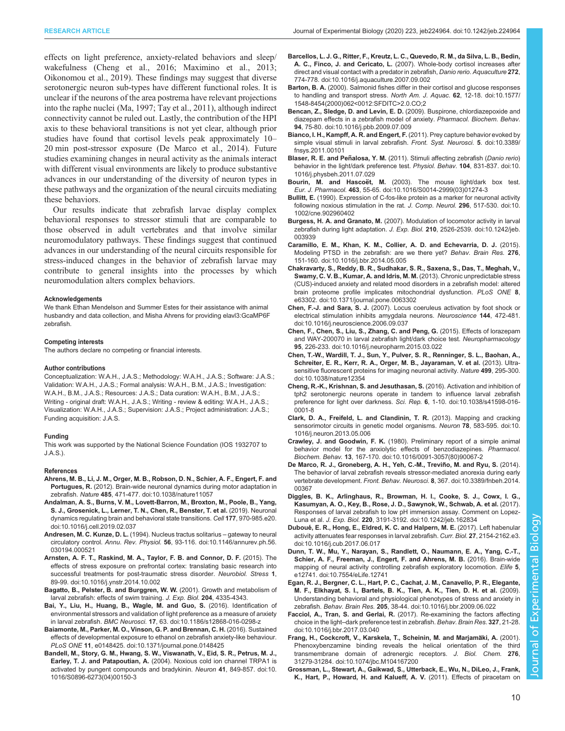effects on light preference, anxiety-related behaviors and sleep/wakefulness (Cheng et al., 2016; Maximino et al., 2013; Oikonomou et al., 2019). These findings may suggest that diverse serotonergic neuron sub-types have different functional roles. It is unclear if the neurons of the area postrema have relevant projections into the raphe nuclei (Ma, 1997; Tay et al., 2011), although indirect connectivity cannot be ruled out. Lastly, the contribution of the HPI axis to these behavioral transitions is not yet clear, although prior studies have found that cortisol levels peak approximately 10–20 min post-stressor exposure (De Marco et al., 2014). Future studies examining changes in neural activity as the animals interact with different visual environments are likely to produce substantive advances in our understanding of the diversity of neuron types in these pathways and the organization of the neural circuits mediating these behaviors.

Our results indicate that zebrafish larvae display complex behavioral responses to stressor stimuli that are comparable to those observed in adult vertebrates and that involve similar neuromodulatory pathways. These findings suggest that continued advances in our understanding of the neural circuits responsible for stress-induced changes in the behavior of zebrafish larvae may contribute to general insights into the processes by which neuromodulation alters complex behaviors.

#### Acknowledgements

We thank Ethan Mendelson and Summer Estes for their assistance with animal husbandry and data collection, and Misha Ahrens for providing elavl3:GcaMP6F zebrafish.

#### Competing interests

The authors declare no competing or financial interests.

#### Author contributions

Conceptualization: W.A.H., J.A.S.; Methodology: W.A.H., J.A.S.; Software: J.A.S.; Validation: W.A.H., J.A.S.; Formal analysis: W.A.H., B.M., J.A.S.; Investigation: W.A.H., B.M., J.A.S.; Resources: J.A.S.; Data curation: W.A.H., B.M., J.A.S.; Writing - original draft: W.A.H., J.A.S.; Writing - review & editing: W.A.H., J.A.S.; Visualization: W.A.H., J.A.S.; Supervision: J.A.S.; Project administration: J.A.S.; Funding acquisition: J.A.S.

#### Funding

This work was supported by the National Science Foundation (IOS 1932707 to J.A.S.).

#### References

**Ahrens, M. B., Li, J. M., Orger, M. B., Robson, D. N., Schier, A. F., Engert, F. and Portugues, R.** (2012). Brain-wide neuronal dynamics during motor adaptation in zebrafish. *Nature* **485**, 471-477. doi:10.1038/nature11057

**Andalman, A. S., Burns, V. M., Lovett-Barron, M., Broxton, M., Poole, B., Yang, S. J., Grosenick, L., Lerner, T. N., Chen, R., Benster, T. et al.** (2019). Neuronal dynamics regulating brain and behavioral state transitions. *Cell* **177**, 970-985.e20. doi:10.1016/j.cell.2019.02.037

**Andresen, M. C. Kunze, D. L.** (1994). Nucleus tractus solitarius – gateway to neural circulatory control. *Annu. Rev. Physiol.* **56**, 93-116. doi:10.1146/annurev.ph.56.030194.000521

**Arnsten, A. F. T., Raskind, M. A., Taylor, F. B. and Connor, D. F.** (2015). The effects of stress exposure on prefrontal cortex: translating basic research into successful treatments for post-traumatic stress disorder. *Neurobiol. Stress* **1**, 89-99. doi:10.1016/j.ynstr.2014.10.002

**Bagatto, B., Pelster, B. and Burggren, W. W.** (2001). Growth and metabolism of larval zebrafish: effects of swim training. *J. Exp. Biol.* **204**, 4335-4343.

**Bai, Y., Liu, H., Huang, B., Wagle, M. and Guo, S.** (2016). Identification of environmental stressors and validation of light preference as a measure of anxiety in larval zebrafish. *BMC Neurosci.* **17**, 63. doi:10.1186/s12868-016-0298-z

**Baiamonte, M., Parker, M. O., Vinson, G. P. and Brennan, C. H.** (2016). Sustained effects of developmental exposure to ethanol on zebrafish anxiety-like behaviour. *PLoS ONE* **11**, e0148425. doi:10.1371/journal.pone.0148425

**Bandell, M., Story, G. M., Hwang, S. W., Viswanath, V., Eid, S. R., Petrus, M. J., Earley, T. J. and Patapoutian, A.** (2004). Noxious cold ion channel TRPA1 is activated by pungent compounds and bradykinin. *Neuron* **41**, 849-857. doi:10.1016/S0896-6273(04)00150-3

**Barcellos, L. J. G., Ritter, F., Kreutz, L. C., Quevedo, R. M., da Silva, L. B., Bedin, A. C., Finco, J. and Cericato, L.** (2007). Whole-body cortisol increases after direct and visual contact with a predator in zebrafish, *Danio rerio*. *Aquaculture* **272**, 774-778. doi:10.1016/j.aquaculture.2007.09.002

**Barton, B. A.** (2000). Salmonid fishes differ in their cortisol and glucose responses to handling and transport stress. *North Am. J. Aquac.* **62**, 12-18. doi:10.1577/1548-8454(2000)062<0012:SFDITC>2.0.CO;2

**Bencan, Z., Sledge, D. and Levin, E. D.** (2009). Buspirone, chlordiazepoxide and diazepam effects in a zebrafish model of anxiety. *Pharmacol. Biochem. Behav.* **94**, 75-80. doi:10.1016/j.pbb.2009.07.009

**Bianco, I. H., Kampff, A. R. and Engert, F.** (2011). Prey capture behavior evoked by simple visual stimuli in larval zebrafish. *Front. Syst. Neurosci.* **5**. doi:10.3389/fnsys.2011.00101

**Blaser, R. E. and Peñalosa, Y. M.** (2011). Stimuli affecting zebrafish (*Danio rerio*) behavior in the light/dark preference test. *Physiol. Behav.* **104**, 831-837. doi:10.1016/j.physbeh.2011.07.029

**Bourin, M. and Hascoët, M.** (2003). The mouse light/dark box test. *Eur. J. Pharmacol.* **463**, 55-65. doi:10.1016/S0014-2999(03)01274-3

**Bullitt, E.** (1990). Expression of C-fos-like protein as a marker for neuronal activity following noxious stimulation in the rat. *J. Comp. Neurol.* **296**, 517-530. doi:10.1002/cne.902960402

**Burgess, H. A. and Granato, M.** (2007). Modulation of locomotor activity in larval zebrafish during light adaptation. *J. Exp. Biol.* **210**, 2526-2539. doi:10.1242/jeb.003939

**Caramillo, E. M., Khan, K. M., Collier, A. D. and Echevarria, D. J.** (2015). Modeling PTSD in the zebrafish: are we there yet? *Behav. Brain Res.* **276**, 151-160. doi:10.1016/j.bbr.2014.05.005

**Chakravarty, S., Reddy, B. R., Sudhakar, S. R., Saxena, S., Das, T., Meghah, V., Swamy, C. V. B., Kumar, A. and Idris, M. M.** (2013). Chronic unpredictable stress (CUS)-induced anxiety and related mood disorders in a zebrafish model: altered brain proteome profile implicates mitochondrial dysfunction. *PLoS ONE* **8**, e63302. doi:10.1371/journal.pone.0063302

**Chen, F.-J. and Sara, S. J.** (2007). Locus coeruleus activation by foot shock or electrical stimulation inhibits amygdala neurons. *Neuroscience* **144**, 472-481. doi:10.1016/j.neuroscience.2006.09.037

**Chen, F., Chen, S., Liu, S., Zhang, C. and Peng, G.** (2015). Effects of lorazepam and WAY-200070 in larval zebrafish light/dark choice test. *Neuropharmacology* **95**, 226-233. doi:10.1016/j.neuropharm.2015.03.022

**Chen, T.-W., Wardill, T. J., Sun, Y., Pulver, S. R., Renninger, S. L., Baohan, A., Schreiter, E. R., Kerr, R. A., Orger, M. B., Jayaraman, V. et al.** (2013). Ultrasensitive fluorescent proteins for imaging neuronal activity. *Nature* **499**, 295-300. doi:10.1038/nature12354

**Cheng, R.-K., Krishnan, S. and Jesuthasan, S.** (2016). Activation and inhibition of tph2 serotonergic neurons operate in tandem to influence larval zebrafish preference for light over darkness. *Sci. Rep.* **6**, 1-10. doi:10.1038/s41598-016-0001-8

**Clark, D. A., Freifeld, L. and Clandinin, T. R.** (2013). Mapping and cracking sensorimotor circuits in genetic model organisms. *Neuron* **78**, 583-595. doi:10.1016/j.neuron.2013.05.006

**Crawley, J. and Goodwin, F. K.** (1980). Preliminary report of a simple animal behavior model for the anxiolytic effects of benzodiazepines. *Pharmacol. Biochem. Behav.* **13**, 167-170. doi:10.1016/0091-3057(80)90067-2

**De Marco, R. J., Groneberg, A. H., Yeh, C.-M., Treviño, M. and Ryu, S.** (2014). The behavior of larval zebrafish reveals stressor-mediated anorexia during early vertebrate development. *Front. Behav. Neurosci.* **8**, 367. doi:10.3389/fnbeh.2014.00367

**Diggles, B. K., Arlinghaus, R., Browman, H. I., Cooke, S. J., Cowx, I. G., Kasumyan, A. O., Key, B., Rose, J. D., Sawynok, W., Schwab, A. et al.** (2017). Responses of larval zebrafish to low pH immersion assay. Comment on Lopez-Luna et al. *J. Exp. Biol.* **220**, 3191-3192. doi:10.1242/jeb.162834

**Duboué, E. R., Hong, E., Eldred, K. C. and Halpern, M. E.** (2017). Left habenular activity attenuates fear responses in larval zebrafish. *Curr. Biol.* **27**, 2154-2162.e3. doi:10.1016/j.cub.2017.06.017

**Dunn, T. W., Mu, Y., Narayan, S., Randlett, O., Naumann, E. A., Yang, C.-T., Schier, A. F., Freeman, J., Engert, F. and Ahrens, M. B.** (2016). Brain-wide mapping of neural activity controlling zebrafish exploratory locomotion. *Elife* **5**, e12741. doi:10.7554/eLife.12741

**Egan, R. J., Bergner, C. L., Hart, P. C., Cachat, J. M., Canavello, P. R., Elegante, M. F., Elkhayat, S. I., Bartels, B. K., Tien, A. K., Tien, D. H. et al.** (2009). Understanding behavioral and physiological phenotypes of stress and anxiety in zebrafish. *Behav. Brain Res.* **205**, 38-44. doi:10.1016/j.bbr.2009.06.022

**Facciol, A., Tran, S. and Gerlai, R.** (2017). Re-examining the factors affecting choice in the light–dark preference test in zebrafish. *Behav. Brain Res.* **327**, 21-28. doi:10.1016/j.bbr.2017.03.040

**Frang, H., Cockcroft, V., Karskela, T., Scheinin, M. and Marjamäki, A.** (2001). Phenoxybenzamine binding reveals the helical orientation of the third transmembrane domain of adrenergic receptors. *J. Biol. Chem.* **276**, 31279-31284. doi:10.1074/jbc.M104167200

**Grossman, L., Stewart, A., Gaikwad, S., Utterback, E., Wu, N., DiLeo, J., Frank, K., Hart, P., Howard, H. and Kalueff, A. V.** (2011). Effects of piracetam on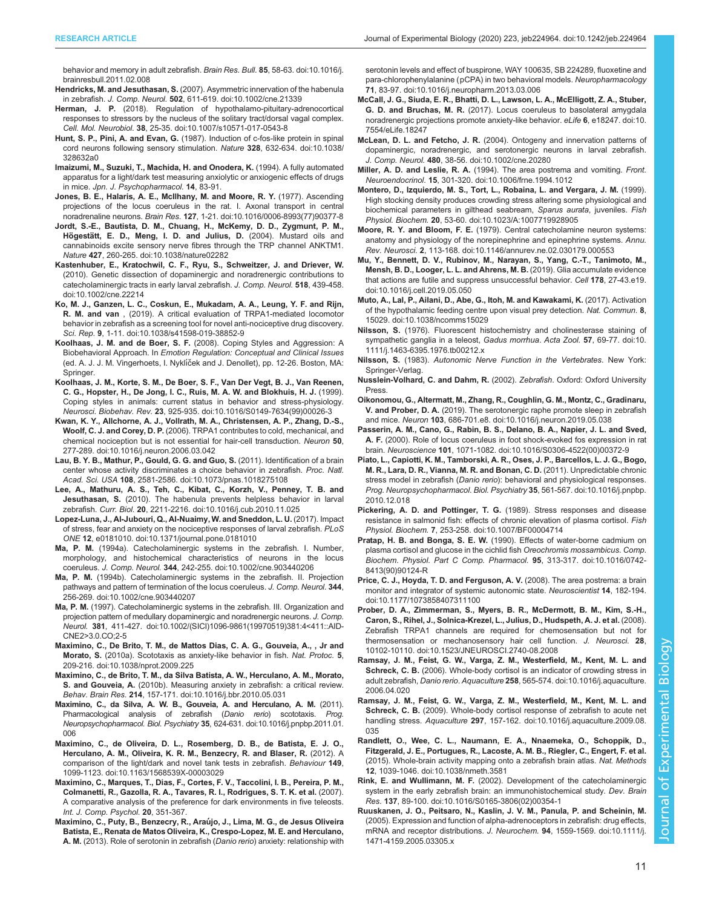behavior and memory in adult zebrafish. *Brain Res. Bull.* **85**, 58-63. doi:10.1016/j.brainresbull.2011.02.008

**Hendricks, M. and Jesuthasan, S.** (2007). Asymmetric innervation of the habenula in zebrafish. *J. Comp. Neurol.* **502**, 611-619. doi:10.1002/cne.21339

**Herman, J. P.** (2018). Regulation of hypothalamo-pituitary-adrenocortical responses to stressors by the nucleus of the solitary tract/dorsal vagal complex. *Cell. Mol. Neurobiol.* **38**, 25-35. doi:10.1007/s10571-017-0543-8

**Hunt, S. P., Pini, A. and Evan, G.** (1987). Induction of c-fos-like protein in spinal cord neurons following sensory stimulation. *Nature* **328**, 632-634. doi:10.1038/328632a0

**Imaizumi, M., Suzuki, T., Machida, H. and Onodera, K.** (1994). A fully automated apparatus for a light/dark test measuring anxiolytic or anxiogenic effects of drugs in mice. *Jpn. J. Psychopharmacol.* **14**, 83-91.

**Jones, B. E., Halaris, A. E., McIlhany, M. and Moore, R. Y.** (1977). Ascending projections of the locus coeruleus in the rat. I. Axonal transport in central noradrenaline neurons. *Brain Res.* **127**, 1-21. doi:10.1016/0006-8993(77)90377-8

**Jordt, S.-E., Bautista, D. M., Chuang, H., McKemy, D. D., Zygmunt, P. M., Högestätt, E. D., Meng, I. D. and Julius, D.** (2004). Mustard oils and cannabinoids excite sensory nerve fibres through the TRP channel ANKTM1. *Nature* **427**, 260-265. doi:10.1038/nature02282

**Kastenhuber, E., Kratochwil, C. F., Ryu, S., Schweitzer, J. and Driever, W.** (2010). Genetic dissection of dopaminergic and noradrenergic contributions to catecholaminergic tracts in early larval zebrafish. *J. Comp. Neurol.* **518**, 439-458. doi:10.1002/cne.22214

**Ko, M. J., Ganzen, L. C., Coskun, E., Mukadam, A. A., Leung, Y. F. and Rijn, R. M. and van** , (2019). A critical evaluation of TRPA1-mediated locomotor behavior in zebrafish as a screening tool for novel anti-nociceptive drug discovery. *Sci. Rep.* **9**, 1-11. doi:10.1038/s41598-019-38852-9

**Koolhaas, J. M. and de Boer, S. F.** (2008). Coping Styles and Aggression: A Biobehavioral Approach. In *Emotion Regulation: Conceptual and Clinical Issues* (ed. A. J. J. M. Vingerhoets, I. Nyklíček and J. Denollet), pp. 12-26. Boston, MA: Springer.

**Koolhaas, J. M., Korte, S. M., De Boer, S. F., Van Der Vegt, B. J., Van Reenen, C. G., Hopster, H., De Jong, I. C., Ruis, M. A. W. and Blokhuis, H. J.** (1999). Coping styles in animals: current status in behavior and stress-physiology. *Neurosci. Biobehav. Rev.* **23**, 925-935. doi:10.1016/S0149-7634(99)00026-3

**Kwan, K. Y., Allchorne, A. J., Vollrath, M. A., Christensen, A. P., Zhang, D.-S., Woolf, C. J. and Corey, D. P.** (2006). TRPA1 contributes to cold, mechanical, and chemical nociception but is not essential for hair-cell transduction. *Neuron* **50**, 277-289. doi:10.1016/j.neuron.2006.03.042

**Lau, B. Y. B., Mathur, P., Gould, G. G. and Guo, S.** (2011). Identification of a brain center whose activity discriminates a choice behavior in zebrafish. *Proc. Natl. Acad. Sci. USA* **108**, 2581-2586. doi:10.1073/pnas.1018275108

**Lee, A., Mathuru, A. S., Teh, C., Kibat, C., Korzh, V., Penney, T. B. and Jesuthasan, S.** (2010). The habenula prevents helpless behavior in larval zebrafish. *Curr. Biol.* **20**, 2211-2216. doi:10.1016/j.cub.2010.11.025

**Lopez-Luna, J., Al-Jubouri, Q., Al-Nuaimy, W. and Sneddon, L. U.** (2017). Impact of stress, fear and anxiety on the nociceptive responses of larval zebrafish. *PLoS ONE* **12**, e0181010. doi:10.1371/journal.pone.0181010

**Ma, P. M.** (1994a). Catecholaminergic systems in the zebrafish. I. Number, morphology, and histochemical characteristics of neurons in the locus coeruleus. *J. Comp. Neurol.* **344**, 242-255. doi:10.1002/cne.903440206

**Ma, P. M.** (1994b). Catecholaminergic systems in the zebrafish. II. Projection pathways and pattern of termination of the locus coeruleus. *J. Comp. Neurol.* **344**, 256-269. doi:10.1002/cne.903440207

**Ma, P. M.** (1997). Catecholaminergic systems in the zebrafish. III. Organization and projection pattern of medullary dopaminergic and noradrenergic neurons. *J. Comp. Neurol.* **381**, 411-427. doi:10.1002/(SICI)1096-9861(19970519)381:4<411::AID-CNE2>3.0.CO;2-5

**Maximino, C., De Brito, T. M., de Mattos Dias, C. A. G., Gouveia, A., , Jr and Morato, S.** (2010a). Scototaxis as anxiety-like behavior in fish. *Nat. Protoc.* **5**, 209-216. doi:10.1038/nprot.2009.225

**Maximino, C., de Brito, T. M., da Silva Batista, A. W., Herculano, A. M., Morato, S. and Gouveia, A.** (2010b). Measuring anxiety in zebrafish: a critical review. *Behav. Brain Res.* **214**, 157-171. doi:10.1016/j.bbr.2010.05.031

**Maximino, C., da Silva, A. W. B., Gouveia, A. and Herculano, A. M.** (2011). Pharmacological analysis of zebrafish (*Danio rerio*) scototaxis. *Prog. Neuropsychopharmacol. Biol. Psychiatry* **35**, 624-631. doi:10.1016/j.pnpbp.2011.01.006

**Maximino, C., de Oliveira, D. L., Rosemberg, D. B., de Batista, E. J. O., Herculano, A. M., Oliveira, K. R. M., Benzecry, R. and Blaser, R.** (2012). A comparison of the light/dark and novel tank tests in zebrafish. *Behaviour* **149**, 1099-1123. doi:10.1163/1568539X-00003029

**Maximino, C., Marques, T., Dias, F., Cortes, F. V., Taccolini, I. B., Pereira, P. M., Colmanetti, R., Gazolla, R. A., Tavares, R. I., Rodrigues, S. T. K. et al.** (2007). A comparative analysis of the preference for dark environments in five teleosts. *Int. J. Comp. Psychol.* **20**, 351-367.

**Maximino, C., Puty, B., Benzecry, R., Araújo, J., Lima, M. G., de Jesus Oliveira Batista, E., Renata de Matos Oliveira, K., Crespo-Lopez, M. E. and Herculano, A. M.** (2013). Role of serotonin in zebrafish (*Danio rerio*) anxiety: relationship with serotonin levels and effect of buspirone, WAY 100635, SB 224289, fluoxetine and para-chlorophenylalanine (pCPA) in two behavioral models. *Neuropharmacology* **71**, 83-97. doi:10.1016/j.neuropharm.2013.03.006

**McCall, J. G., Siuda, E. R., Bhatti, D. L., Lawson, L. A., McElligott, Z. A., Stuber, G. D. and Bruchas, M. R.** (2017). Locus coeruleus to basolateral amygdala noradrenergic projections promote anxiety-like behavior. *eLife* **6**, e18247. doi:10.7554/eLife.18247

**McLean, D. L. and Fetcho, J. R.** (2004). Ontogeny and innervation patterns of dopaminergic, noradrenergic, and serotonergic neurons in larval zebrafish. *J. Comp. Neurol.* **480**, 38-56. doi:10.1002/cne.20280

**Miller, A. D. and Leslie, R. A.** (1994). The area postrema and vomiting. *Front. Neuroendocrinol.* **15**, 301-320. doi:10.1006/frne.1994.1012

**Montero, D., Izquierdo, M. S., Tort, L., Robaina, L. and Vergara, J. M.** (1999). High stocking density produces crowding stress altering some physiological and biochemical parameters in gilthead seabream, *Sparus aurata*, juveniles. *Fish Physiol. Biochem.* **20**, 53-60. doi:10.1023/A:1007719928905

**Moore, R. Y. and Bloom, F. E.** (1979). Central catecholamine neuron systems: anatomy and physiology of the norepinephrine and epinephrine systems. *Annu. Rev. Neurosci.* **2**, 113-168. doi:10.1146/annurev.ne.02.030179.000553

**Mu, Y., Bennett, D. V., Rubinov, M., Narayan, S., Yang, C.-T., Tanimoto, M., Mensh, B. D., Looger, L. L. and Ahrens, M. B.** (2019). Glia accumulate evidence that actions are futile and suppress unsuccessful behavior. *Cell* **178**, 27-43.e19. doi:10.1016/j.cell.2019.05.050

**Muto, A., Lal, P., Ailani, D., Abe, G., Itoh, M. and Kawakami, K.** (2017). Activation of the hypothalamic feeding centre upon visual prey detection. *Nat. Commun.* **8**, 15029. doi:10.1038/ncomms15029

**Nilsson, S.** (1976). Fluorescent histochemistry and cholinesterase staining of sympathetic ganglia in a teleost, *Gadus morrhua*. *Acta Zool.* **57**, 69-77. doi:10.1111/j.1463-6395.1976.tb00212.x

**Nilsson, S.** (1983). *Autonomic Nerve Function in the Vertebrates*. New York: Springer-Verlag.

**Nusslein-Volhard, C. and Dahm, R.** (2002). *Zebrafish*. Oxford: Oxford University Press.

**Oikonomou, G., Altermatt, M., Zhang, R., Coughlin, G. M., Montz, C., Gradinaru, V. and Prober, D. A.** (2019). The serotonergic raphe promote sleep in zebrafish and mice. *Neuron* **103**, 686-701.e8. doi:10.1016/j.neuron.2019.05.038

**Passerin, A. M., Cano, G., Rabin, B. S., Delano, B. A., Napier, J. L. and Sved, A. F.** (2000). Role of locus coeruleus in foot shock-evoked fos expression in rat brain. *Neuroscience* **101**, 1071-1082. doi:10.1016/S0306-4522(00)00372-9

**Piato, L., Capiotti, K. M., Tamborski, A. R., Oses, J. P., Barcellos, L. J. G., Bogo, M. R., Lara, D. R., Vianna, M. R. and Bonan, C. D.** (2011). Unpredictable chronic stress model in zebrafish (*Danio rerio*): behavioral and physiological responses. *Prog. Neuropsychopharmacol. Biol. Psychiatry* **35**, 561-567. doi:10.1016/j.pnpbp.2010.12.018

**Pickering, A. D. and Pottinger, T. G.** (1989). Stress responses and disease resistance in salmonid fish: effects of chronic elevation of plasma cortisol. *Fish Physiol. Biochem.* **7**, 253-258. doi:10.1007/BF00004714

**Pratap, H. B. and Bonga, S. E. W.** (1990). Effects of water-borne cadmium on plasma cortisol and glucose in the cichlid fish *Oreochromis mossambicus*. *Comp. Biochem. Physiol. Part C Comp. Pharmacol.* **95**, 313-317. doi:10.1016/0742-8413(90)90124-R

**Price, C. J., Hoyda, T. D. and Ferguson, A. V.** (2008). The area postrema: a brain monitor and integrator of systemic autonomic state. *Neuroscientist* **14**, 182-194. doi:10.1177/1073858407311100

**Prober, D. A., Zimmerman, S., Myers, B. R., McDermott, B. M., Kim, S.-H., Caron, S., Rihel, J., Solnica-Krezel, L., Julius, D., Hudspeth, A. J. et al.** (2008). Zebrafish TRPA1 channels are required for chemosensation but not for thermosensation or mechanosensory hair cell function. *J. Neurosci.* **28**, 10102-10110. doi:10.1523/JNEUROSCI.2740-08.2008

**Ramsay, J. M., Feist, G. W., Varga, Z. M., Westerfield, M., Kent, M. L. and Schreck, C. B.** (2006). Whole-body cortisol is an indicator of crowding stress in adult zebrafish, *Danio rerio*. *Aquaculture* **258**, 565-574. doi:10.1016/j.aquaculture.2006.04.020

**Ramsay, J. M., Feist, G. W., Varga, Z. M., Westerfield, M., Kent, M. L. and Schreck, C. B.** (2009). Whole-body cortisol response of zebrafish to acute net handling stress. *Aquaculture* **297**, 157-162. doi:10.1016/j.aquaculture.2009.08.035

**Randlett, O., Wee, C. L., Naumann, E. A., Nnaemeka, O., Schoppik, D., Fitzgerald, J. E., Portugues, R., Lacoste, A. M. B., Riegler, C., Engert, F. et al.** (2015). Whole-brain activity mapping onto a zebrafish brain atlas. *Nat. Methods* **12**, 1039-1046. doi:10.1038/nmeth.3581

**Rink, E. and Wullimann, M. F.** (2002). Development of the catecholaminergic system in the early zebrafish brain: an immunohistochemical study. *Dev. Brain Res.* **137**, 89-100. doi:10.1016/S0165-3806(02)00354-1

**Ruuskanen, J. O., Peitsaro, N., Kaslin, J. V. M., Panula, P. and Scheinin, M.** (2005). Expression and function of alpha-adrenoceptors in zebrafish: drug effects, mRNA and receptor distributions. *J. Neurochem.* **94**, 1559-1569. doi:10.1111/j.1471-4159.2005.03305.x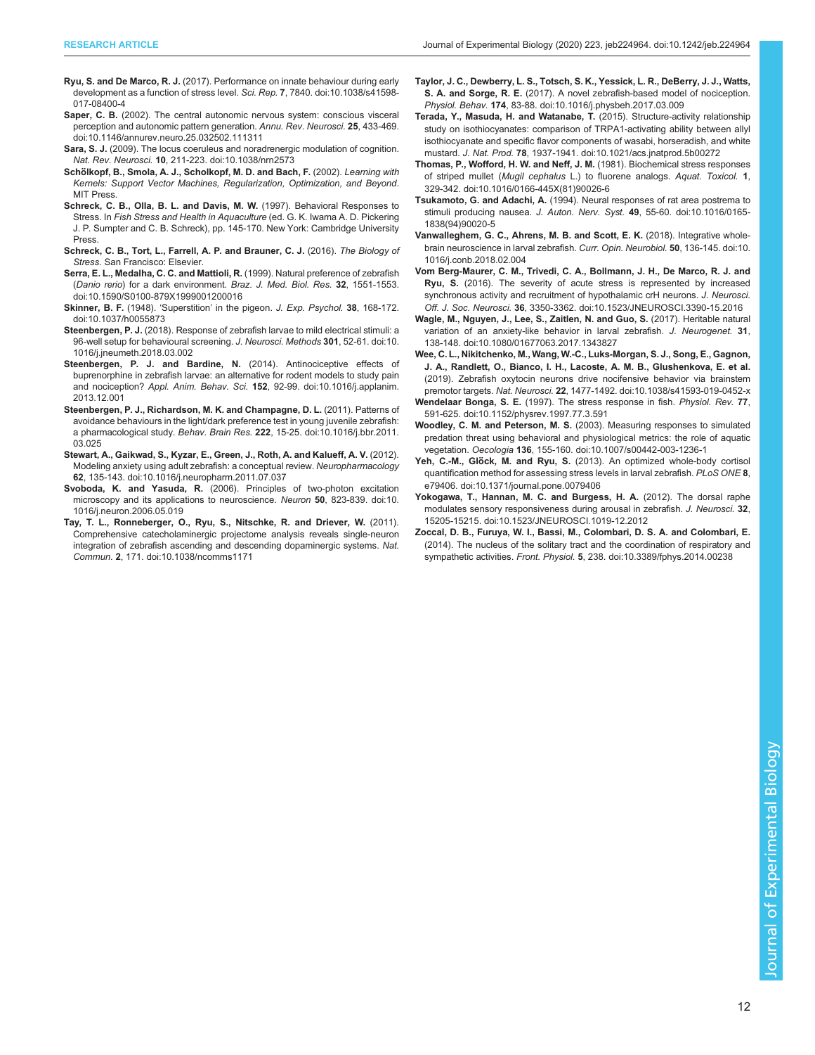**Ryu, S. and De Marco, R. J.** (2017). Performance on innate behaviour during early development as a function of stress level. *Sci. Rep.* **7**, 7840. doi:10.1038/s41598-017-08400-4

**Saper, C. B.** (2002). The central autonomic nervous system: conscious visceral perception and autonomic pattern generation. *Annu. Rev. Neurosci.* **25**, 433-469. doi:10.1146/annurev.neuro.25.032502.111311

**Sara, S. J.** (2009). The locus coeruleus and noradrenergic modulation of cognition. *Nat. Rev. Neurosci.* **10**, 211-223. doi:10.1038/nrn2573

**Schölkopf, B., Smola, A. J., Scholkopf, M. D. and Bach, F.** (2002). *Learning with Kernels: Support Vector Machines, Regularization, Optimization, and Beyond*. MIT Press.

**Schreck, C. B., Olla, B. L. and Davis, M. W.** (1997). Behavioral Responses to Stress. In *Fish Stress and Health in Aquaculture* (ed. G. K. Iwama A. D. Pickering J. P. Sumpter and C. B. Schreck), pp. 145-170. New York: Cambridge University Press.

**Schreck, C. B., Tort, L., Farrell, A. P. and Brauner, C. J.** (2016). *The Biology of Stress*. San Francisco: Elsevier.

**Serra, E. L., Medalha, C. C. and Mattioli, R.** (1999). Natural preference of zebrafish (*Danio rerio*) for a dark environment. *Braz. J. Med. Biol. Res.* **32**, 1551-1553. doi:10.1590/S0100-879X1999001200016

**Skinner, B. F.** (1948). 'Superstition' in the pigeon. *J. Exp. Psychol.* **38**, 168-172. doi:10.1037/h0055873

**Steenbergen, P. J.** (2018). Response of zebrafish larvae to mild electrical stimuli: a 96-well setup for behavioural screening. *J. Neurosci. Methods* **301**, 52-61. doi:10.1016/j.jneumeth.2018.03.002

**Steenbergen, P. J. and Bardine, N.** (2014). Antinociceptive effects of buprenorphine in zebrafish larvae: an alternative for rodent models to study pain and nociception? *Appl. Anim. Behav. Sci.* **152**, 92-99. doi:10.1016/j.applanim.2013.12.001

**Steenbergen, P. J., Richardson, M. K. and Champagne, D. L.** (2011). Patterns of avoidance behaviours in the light/dark preference test in young juvenile zebrafish: a pharmacological study. *Behav. Brain Res.* **222**, 15-25. doi:10.1016/j.bbr.2011.03.025

**Stewart, A., Gaikwad, S., Kyzar, E., Green, J., Roth, A. and Kalueff, A. V.** (2012). Modeling anxiety using adult zebrafish: a conceptual review. *Neuropharmacology* **62**, 135-143. doi:10.1016/j.neuropharm.2011.07.037

**Svoboda, K. and Yasuda, R.** (2006). Principles of two-photon excitation microscopy and its applications to neuroscience. *Neuron* **50**, 823-839. doi:10.1016/j.neuron.2006.05.019

**Tay, T. L., Ronneberger, O., Ryu, S., Nitschke, R. and Driever, W.** (2011). Comprehensive catecholaminergic projectome analysis reveals single-neuron integration of zebrafish ascending and descending dopaminergic systems. *Nat. Commun.* **2**, 171. doi:10.1038/ncomms1171

**Taylor, J. C., Dewberry, L. S., Totsch, S. K., Yessick, L. R., DeBerry, J. J., Watts, S. A. and Sorge, R. E.** (2017). A novel zebrafish-based model of nociception. *Physiol. Behav.* **174**, 83-88. doi:10.1016/j.physbeh.2017.03.009

**Terada, Y., Masuda, H. and Watanabe, T.** (2015). Structure-activity relationship study on isothiocyanates: comparison of TRPA1-activating ability between allyl isothiocyanate and specific flavor components of wasabi, horseradish, and white mustard. *J. Nat. Prod.* **78**, 1937-1941. doi:10.1021/acs.jnatprod.5b00272

**Thomas, P., Wofford, H. W. and Neff, J. M.** (1981). Biochemical stress responses of striped mullet (*Mugil cephalus* L.) to fluorene analogs. *Aquat. Toxicol.* **1**, 329-342. doi:10.1016/0166-445X(81)90026-6

**Tsukamoto, G. and Adachi, A.** (1994). Neural responses of rat area postrema to stimuli producing nausea. *J. Auton. Nerv. Syst.* **49**, 55-60. doi:10.1016/0165-1838(94)90020-5

**Vanwalleghem, G. C., Ahrens, M. B. and Scott, E. K.** (2018). Integrative whole-brain neuroscience in larval zebrafish. *Curr. Opin. Neurobiol.* **50**, 136-145. doi:10.1016/j.conb.2018.02.004

**Vom Berg-Maurer, C. M., Trivedi, C. A., Bollmann, J. H., De Marco, R. J. and Ryu, S.** (2016). The severity of acute stress is represented by increased synchronous activity and recruitment of hypothalamic crH neurons. *J. Neurosci. Off. J. Soc. Neurosci.* **36**, 3350-3362. doi:10.1523/JNEUROSCI.3390-15.2016

**Wagle, M., Nguyen, J., Lee, S., Zaitlen, N. and Guo, S.** (2017). Heritable natural variation of an anxiety-like behavior in larval zebrafish. *J. Neurogenet.* **31**, 138-148. doi:10.1080/01677063.2017.1343827

**Wee, C. L., Nikitchenko, M., Wang, W.-C., Luks-Morgan, S. J., Song, E., Gagnon, J. A., Randlett, O., Bianco, I. H., Lacoste, A. M. B., Glushenkova, E. et al.** (2019). Zebrafish oxytocin neurons drive nocifensive behavior via brainstem premotor targets. *Nat. Neurosci.* **22**, 1477-1492. doi:10.1038/s41593-019-0452-x

**Wendelaar Bonga, S. E.** (1997). The stress response in fish. *Physiol. Rev.* **77**, 591-625. doi:10.1152/physrev.1997.77.3.591

**Woodley, C. M. and Peterson, M. S.** (2003). Measuring responses to simulated predation threat using behavioral and physiological metrics: the role of aquatic vegetation. *Oecologia* **136**, 155-160. doi:10.1007/s00442-003-1236-1

**Yeh, C.-M., Glöck, M. and Ryu, S.** (2013). An optimized whole-body cortisol quantification method for assessing stress levels in larval zebrafish. *PLoS ONE* **8**, e79406. doi:10.1371/journal.pone.0079406

**Yokogawa, T., Hannan, M. C. and Burgess, H. A.** (2012). The dorsal raphe modulates sensory responsiveness during arousal in zebrafish. *J. Neurosci.* **32**, 15205-15215. doi:10.1523/JNEUROSCI.1019-12.2012

**Zoccal, D. B., Furuya, W. I., Bassi, M., Colombari, D. S. A. and Colombari, E.** (2014). The nucleus of the solitary tract and the coordination of respiratory and sympathetic activities. *Front. Physiol.* **5**, 238. doi:10.3389/fphys.2014.00238